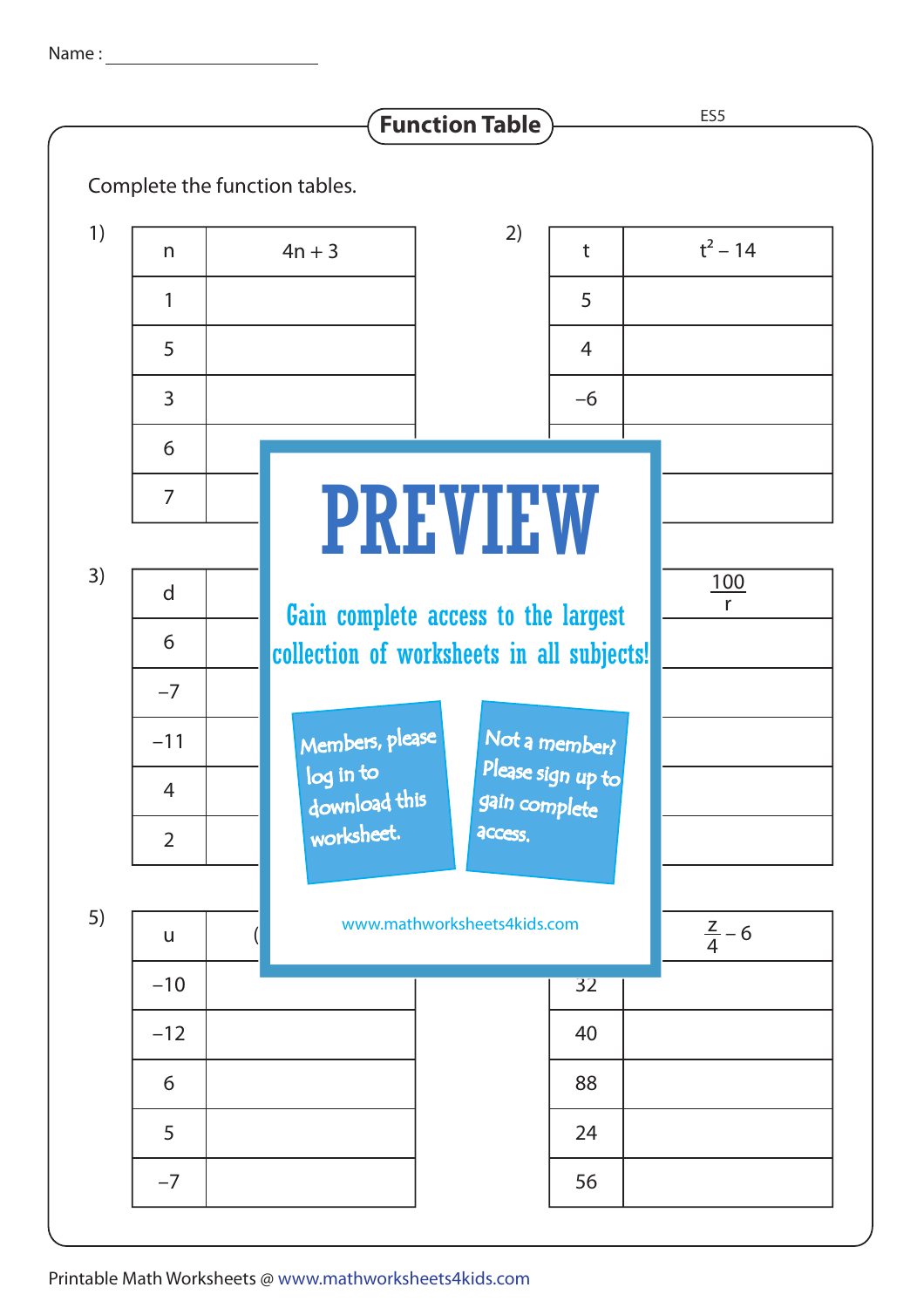Name : ______________________

## Function Table

ES5

Complete the function tables.

1)

| n | $4n + 3$ |
|---|---|
| 1 | |
| 5 | |
| 3 | |
| 6 | |
| 7 | |

2)

| t | $t^2 - 14$ |
|---|---|
| 5 | |
| 4 | |
| −6 | |
| | |
| | |

3)

| d | |
|---|---|
| 6 | |
| −7 | |
| −11 | |
| 4 | |
| 2 | |

4)

| | $\frac{100}{r}$ |
|---|---|
| | |
| | |
| | |
| | |
| | |

5)

| u | ( |
|---|---|
| −10 | |
| −12 | |
| 6 | |
| 5 | |
| −7 | |

6)

| | $\frac{z}{4} - 6$ |
|---|---|
| 32 | |
| 40 | |
| 88 | |
| 24 | |
| 56 | |

PREVIEW

Gain complete access to the largest collection of worksheets in all subjects!

Members, please log in to download this worksheet.

Not a member? Please sign up to gain complete access.

www.mathworksheets4kids.com

Printable Math Worksheets @ www.mathworksheets4kids.com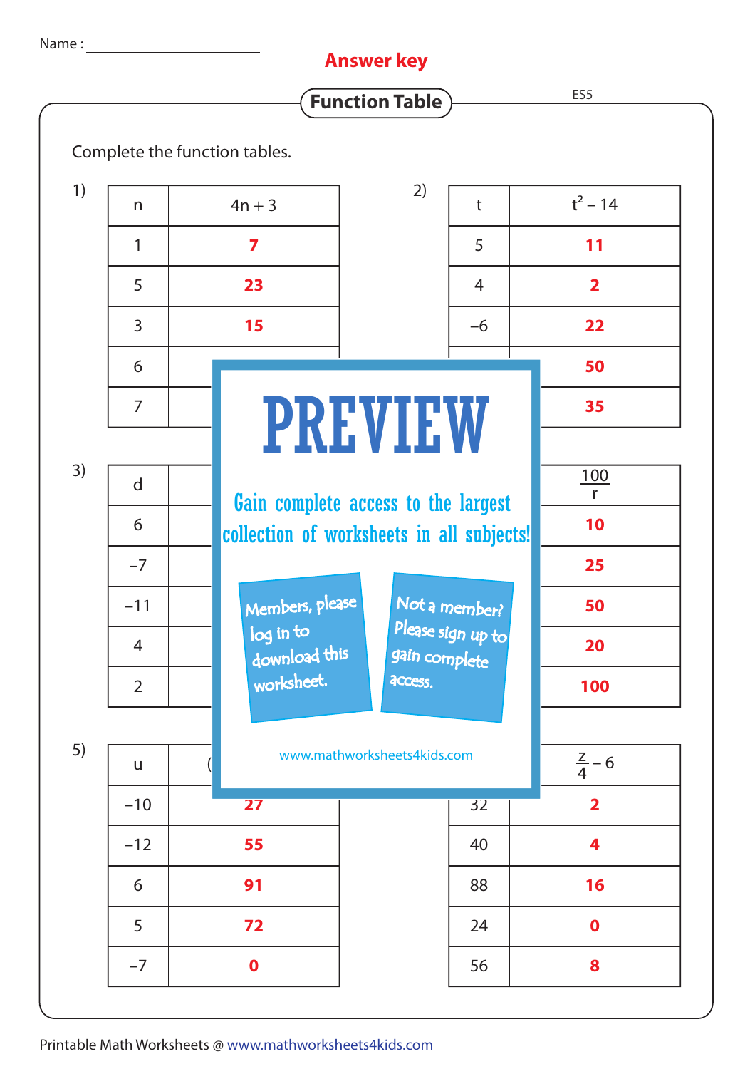Name : ________________

**Answer key**

## Function Table

ES5

Complete the function tables.

1)

| n | $4n + 3$ |
|---|---|
| 1 | **7** |
| 5 | **23** |
| 3 | **15** |
| 6 | |
| 7 | |

2)

| t | $t^2 - 14$ |
|---|---|
| 5 | **11** |
| 4 | **2** |
| −6 | **22** |
| | **50** |
| | **35** |

3)

| d | |
|---|---|
| 6 | |
| −7 | |
| −11 | |
| 4 | |
| 2 | |

4)

| | $\frac{100}{r}$ |
|---|---|
| | **10** |
| | **25** |
| | **50** |
| | **20** |
| | **100** |

PREVIEW

Gain complete access to the largest collection of worksheets in all subjects!

Members, please log in to download this worksheet.

Not a member? Please sign up to gain complete access.

www.mathworksheets4kids.com

5)

| u | ( |
|---|---|
| −10 | **27** |
| −12 | **55** |
| 6 | **91** |
| 5 | **72** |
| −7 | **0** |

6)

| | $\frac{z}{4} - 6$ |
|---|---|
| 32 | **2** |
| 40 | **4** |
| 88 | **16** |
| 24 | **0** |
| 56 | **8** |

Printable Math Worksheets @ www.mathworksheets4kids.com